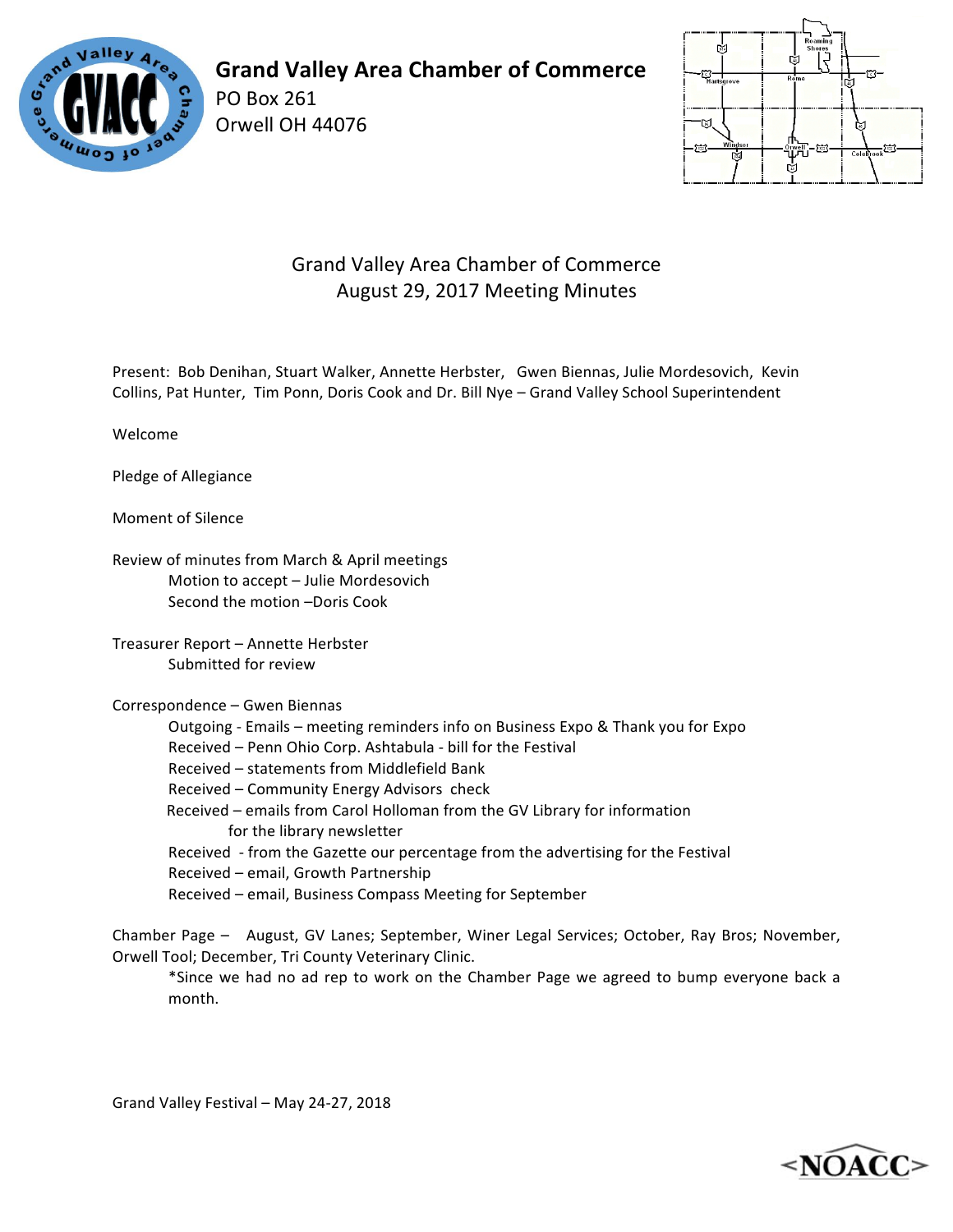# Grand Valley Area Chamber of Commerce

PO Box 261
Orwell OH 44076

## Grand Valley Area Chamber of Commerce
## August 29, 2017 Meeting Minutes

Present: Bob Denihan, Stuart Walker, Annette Herbster, Gwen Biennas, Julie Mordesovich, Kevin Collins, Pat Hunter, Tim Ponn, Doris Cook and Dr. Bill Nye – Grand Valley School Superintendent

Welcome

Pledge of Allegiance

Moment of Silence

Review of minutes from March & April meetings

- Motion to accept – Julie Mordesovich
- Second the motion –Doris Cook

Treasurer Report – Annette Herbster

- Submitted for review

Correspondence – Gwen Biennas

- Outgoing - Emails – meeting reminders info on Business Expo & Thank you for Expo
- Received – Penn Ohio Corp. Ashtabula - bill for the Festival
- Received – statements from Middlefield Bank
- Received – Community Energy Advisors check
- Received – emails from Carol Holloman from the GV Library for information for the library newsletter
- Received - from the Gazette our percentage from the advertising for the Festival
- Received – email, Growth Partnership
- Received – email, Business Compass Meeting for September

Chamber Page – August, GV Lanes; September, Winer Legal Services; October, Ray Bros; November, Orwell Tool; December, Tri County Veterinary Clinic.

*Since we had no ad rep to work on the Chamber Page we agreed to bump everyone back a month.

Grand Valley Festival – May 24-27, 2018

NOACC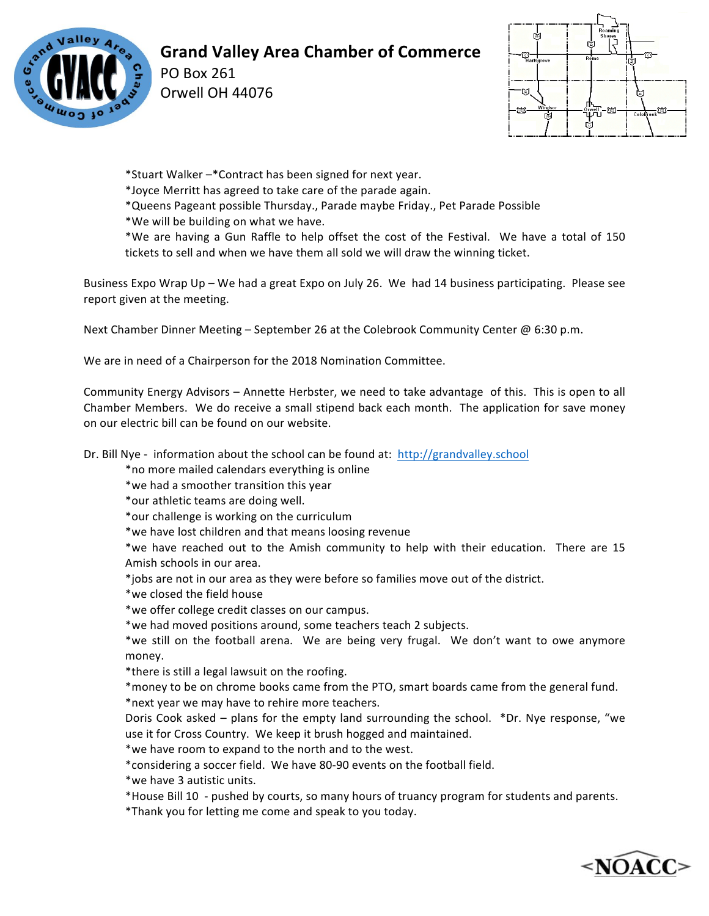# Grand Valley Area Chamber of Commerce

PO Box 261
Orwell OH 44076

*Stuart Walker –*Contract has been signed for next year.
*Joyce Merritt has agreed to take care of the parade again.
*Queens Pageant possible Thursday., Parade maybe Friday., Pet Parade Possible
*We will be building on what we have.
*We are having a Gun Raffle to help offset the cost of the Festival. We have a total of 150 tickets to sell and when we have them all sold we will draw the winning ticket.

Business Expo Wrap Up – We had a great Expo on July 26. We had 14 business participating. Please see report given at the meeting.

Next Chamber Dinner Meeting – September 26 at the Colebrook Community Center @ 6:30 p.m.

We are in need of a Chairperson for the 2018 Nomination Committee.

Community Energy Advisors – Annette Herbster, we need to take advantage of this. This is open to all Chamber Members. We do receive a small stipend back each month. The application for save money on our electric bill can be found on our website.

Dr. Bill Nye - information about the school can be found at: http://grandvalley.school
*no more mailed calendars everything is online
*we had a smoother transition this year
*our athletic teams are doing well.
*our challenge is working on the curriculum
*we have lost children and that means loosing revenue
*we have reached out to the Amish community to help with their education. There are 15 Amish schools in our area.
*jobs are not in our area as they were before so families move out of the district.
*we closed the field house
*we offer college credit classes on our campus.
*we had moved positions around, some teachers teach 2 subjects.
*we still on the football arena. We are being very frugal. We don't want to owe anymore money.
*there is still a legal lawsuit on the roofing.
*money to be on chrome books came from the PTO, smart boards came from the general fund.
*next year we may have to rehire more teachers.
Doris Cook asked – plans for the empty land surrounding the school. *Dr. Nye response, "we use it for Cross Country. We keep it brush hogged and maintained.
*we have room to expand to the north and to the west.
*considering a soccer field. We have 80-90 events on the football field.
*we have 3 autistic units.
*House Bill 10 - pushed by courts, so many hours of truancy program for students and parents.
*Thank you for letting me come and speak to you today.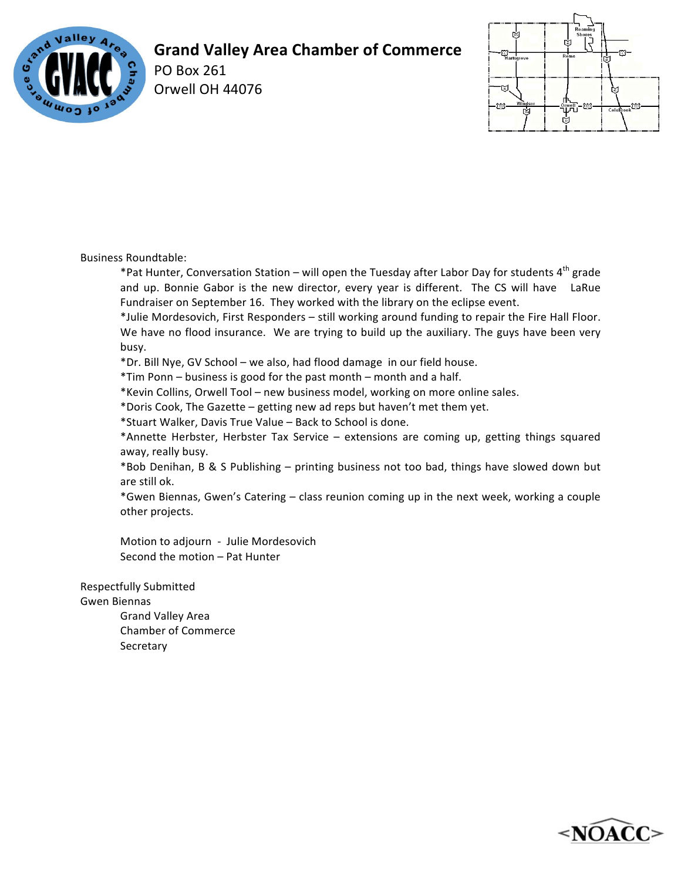**Grand Valley Area Chamber of Commerce**
PO Box 261
Orwell OH 44076

Business Roundtable:

*Pat Hunter, Conversation Station – will open the Tuesday after Labor Day for students 4th grade and up. Bonnie Gabor is the new director, every year is different. The CS will have LaRue Fundraiser on September 16. They worked with the library on the eclipse event.
*Julie Mordesovich, First Responders – still working around funding to repair the Fire Hall Floor. We have no flood insurance. We are trying to build up the auxiliary. The guys have been very busy.
*Dr. Bill Nye, GV School – we also, had flood damage in our field house.
*Tim Ponn – business is good for the past month – month and a half.
*Kevin Collins, Orwell Tool – new business model, working on more online sales.
*Doris Cook, The Gazette – getting new ad reps but haven't met them yet.
*Stuart Walker, Davis True Value – Back to School is done.
*Annette Herbster, Herbster Tax Service – extensions are coming up, getting things squared away, really busy.
*Bob Denihan, B & S Publishing – printing business not too bad, things have slowed down but are still ok.
*Gwen Biennas, Gwen's Catering – class reunion coming up in the next week, working a couple other projects.

Motion to adjourn - Julie Mordesovich
Second the motion – Pat Hunter

Respectfully Submitted
Gwen Biennas
Grand Valley Area
Chamber of Commerce
Secretary

<NOACC>